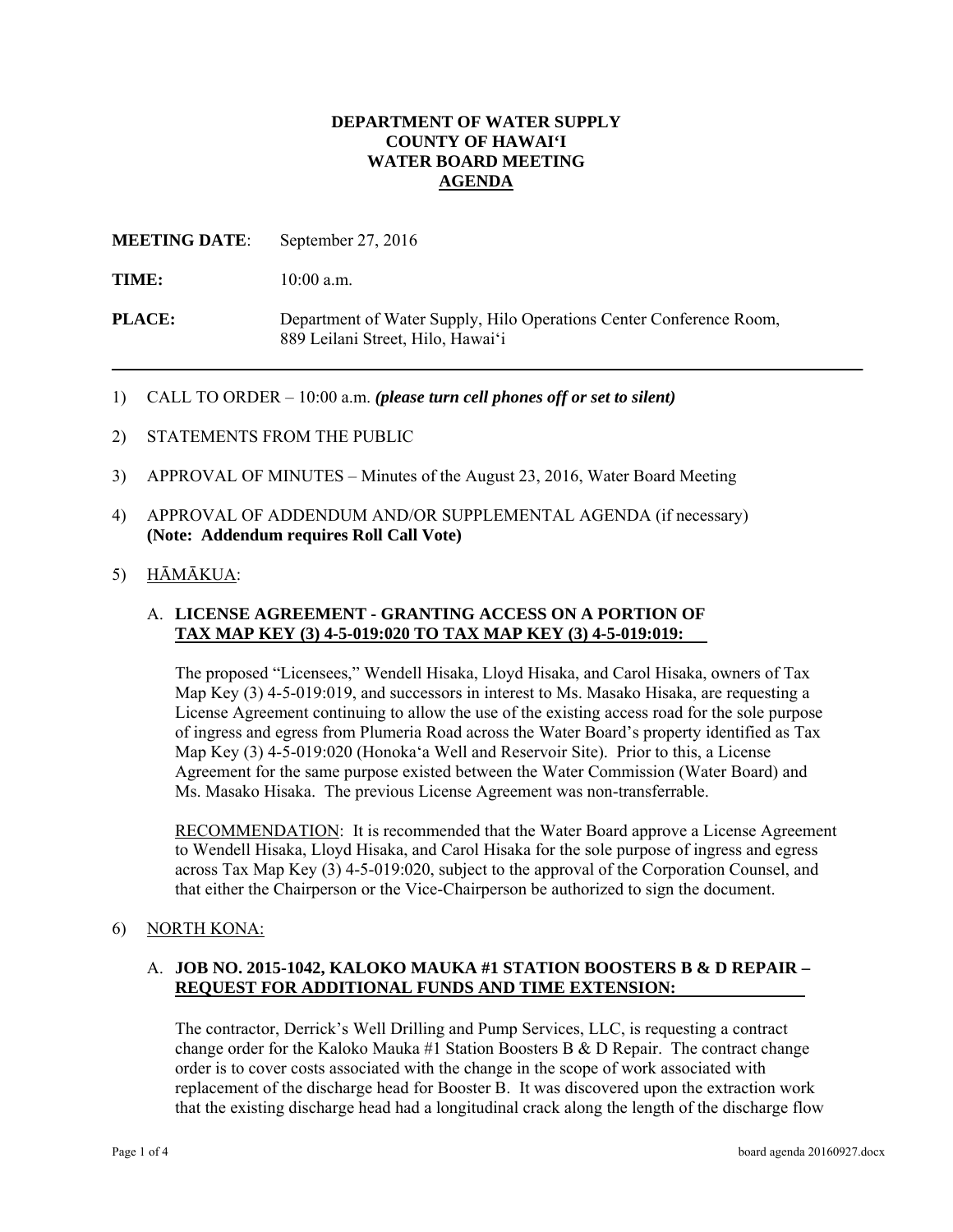**DEPARTMENT OF WATER SUPPLY**
**COUNTY OF HAWAI'I**
**WATER BOARD MEETING**
**AGENDA**

**MEETING DATE**: September 27, 2016

**TIME:** 10:00 a.m.

**PLACE:** Department of Water Supply, Hilo Operations Center Conference Room, 889 Leilani Street, Hilo, Hawai'i

---

1) CALL TO ORDER – 10:00 a.m. ***(please turn cell phones off or set to silent)***

2) STATEMENTS FROM THE PUBLIC

3) APPROVAL OF MINUTES – Minutes of the August 23, 2016, Water Board Meeting

4) APPROVAL OF ADDENDUM AND/OR SUPPLEMENTAL AGENDA (if necessary)
**(Note: Addendum requires Roll Call Vote)**

5) HĀMĀKUA:

A. **LICENSE AGREEMENT - GRANTING ACCESS ON A PORTION OF TAX MAP KEY (3) 4-5-019:020 TO TAX MAP KEY (3) 4-5-019:019:**

The proposed "Licensees," Wendell Hisaka, Lloyd Hisaka, and Carol Hisaka, owners of Tax Map Key (3) 4-5-019:019, and successors in interest to Ms. Masako Hisaka, are requesting a License Agreement continuing to allow the use of the existing access road for the sole purpose of ingress and egress from Plumeria Road across the Water Board's property identified as Tax Map Key (3) 4-5-019:020 (Honoka'a Well and Reservoir Site). Prior to this, a License Agreement for the same purpose existed between the Water Commission (Water Board) and Ms. Masako Hisaka. The previous License Agreement was non-transferrable.

RECOMMENDATION: It is recommended that the Water Board approve a License Agreement to Wendell Hisaka, Lloyd Hisaka, and Carol Hisaka for the sole purpose of ingress and egress across Tax Map Key (3) 4-5-019:020, subject to the approval of the Corporation Counsel, and that either the Chairperson or the Vice-Chairperson be authorized to sign the document.

6) NORTH KONA:

A. **JOB NO. 2015-1042, KALOKO MAUKA #1 STATION BOOSTERS B & D REPAIR – REQUEST FOR ADDITIONAL FUNDS AND TIME EXTENSION:**

The contractor, Derrick's Well Drilling and Pump Services, LLC, is requesting a contract change order for the Kaloko Mauka #1 Station Boosters B & D Repair. The contract change order is to cover costs associated with the change in the scope of work associated with replacement of the discharge head for Booster B. It was discovered upon the extraction work that the existing discharge head had a longitudinal crack along the length of the discharge flow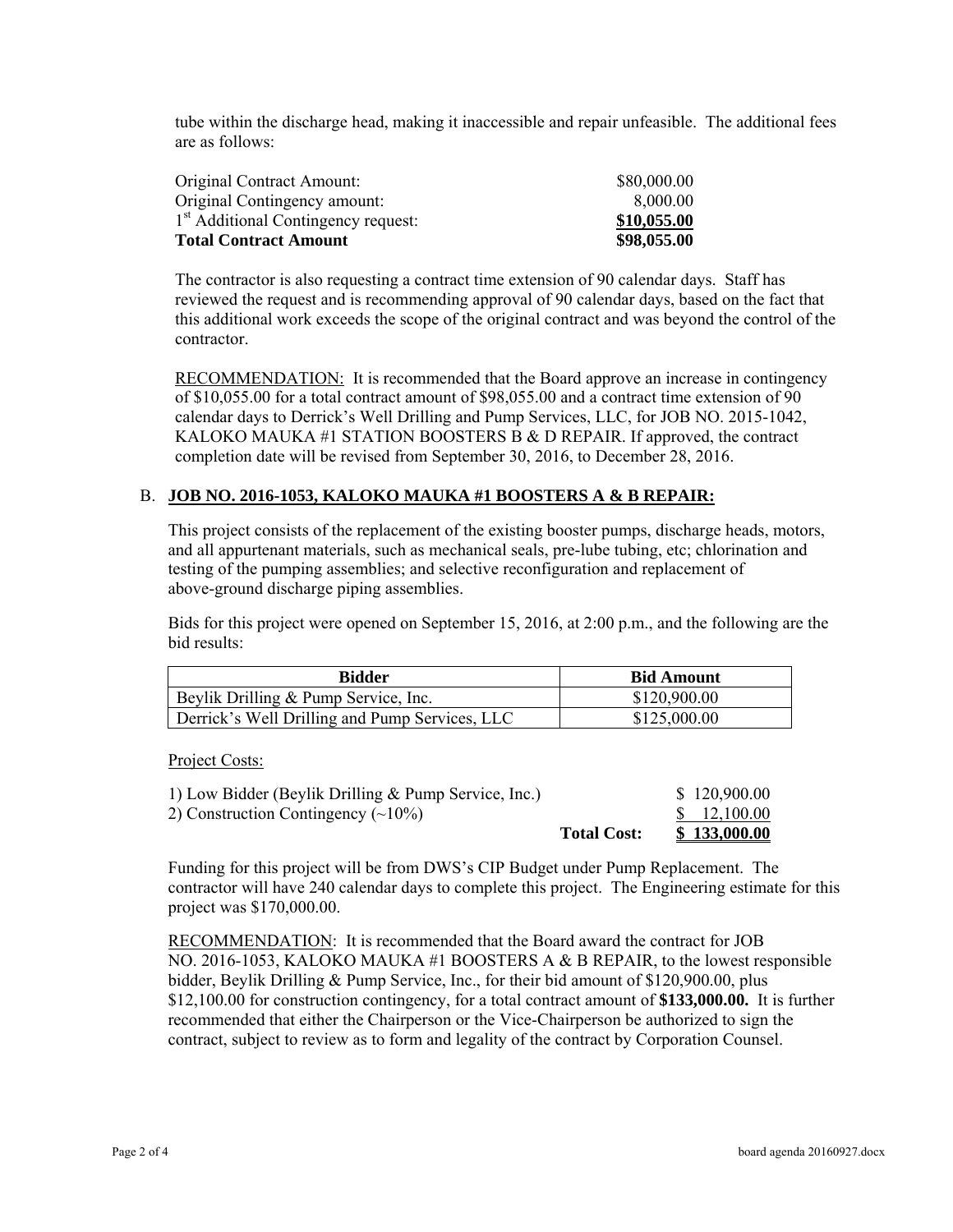tube within the discharge head, making it inaccessible and repair unfeasible. The additional fees are as follows:

| | |
|---|---|
| Original Contract Amount: | \$80,000.00 |
| Original Contingency amount: | 8,000.00 |
| 1st Additional Contingency request: | **\$10,055.00** |
| **Total Contract Amount** | **\$98,055.00** |

The contractor is also requesting a contract time extension of 90 calendar days. Staff has reviewed the request and is recommending approval of 90 calendar days, based on the fact that this additional work exceeds the scope of the original contract and was beyond the control of the contractor.

RECOMMENDATION: It is recommended that the Board approve an increase in contingency of \$10,055.00 for a total contract amount of \$98,055.00 and a contract time extension of 90 calendar days to Derrick's Well Drilling and Pump Services, LLC, for JOB NO. 2015-1042, KALOKO MAUKA #1 STATION BOOSTERS B & D REPAIR. If approved, the contract completion date will be revised from September 30, 2016, to December 28, 2016.

B. **JOB NO. 2016-1053, KALOKO MAUKA #1 BOOSTERS A & B REPAIR:**

This project consists of the replacement of the existing booster pumps, discharge heads, motors, and all appurtenant materials, such as mechanical seals, pre-lube tubing, etc; chlorination and testing of the pumping assemblies; and selective reconfiguration and replacement of above-ground discharge piping assemblies.

Bids for this project were opened on September 15, 2016, at 2:00 p.m., and the following are the bid results:

| Bidder | Bid Amount |
|---|---|
| Beylik Drilling & Pump Service, Inc. | \$120,900.00 |
| Derrick's Well Drilling and Pump Services, LLC | \$125,000.00 |

Project Costs:

| | | |
|---|---|---|
| 1) Low Bidder (Beylik Drilling & Pump Service, Inc.) | | \$ 120,900.00 |
| 2) Construction Contingency (~10%) | | \$ 12,100.00 |
| | **Total Cost:** | **\$ 133,000.00** |

Funding for this project will be from DWS's CIP Budget under Pump Replacement. The contractor will have 240 calendar days to complete this project. The Engineering estimate for this project was \$170,000.00.

RECOMMENDATION: It is recommended that the Board award the contract for JOB NO. 2016-1053, KALOKO MAUKA #1 BOOSTERS A & B REPAIR, to the lowest responsible bidder, Beylik Drilling & Pump Service, Inc., for their bid amount of \$120,900.00, plus \$12,100.00 for construction contingency, for a total contract amount of **\$133,000.00.** It is further recommended that either the Chairperson or the Vice-Chairperson be authorized to sign the contract, subject to review as to form and legality of the contract by Corporation Counsel.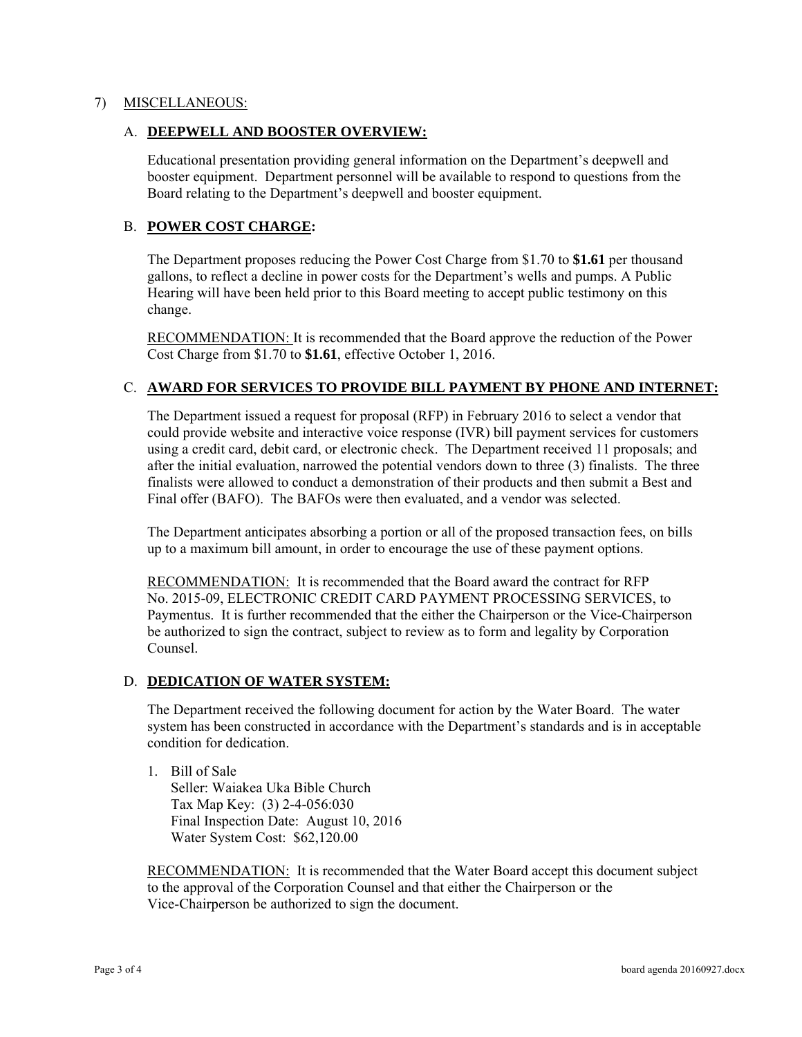7) <u>MISCELLANEOUS:</u>

A. **<u>DEEPWELL AND BOOSTER OVERVIEW:</u>**

Educational presentation providing general information on the Department's deepwell and booster equipment. Department personnel will be available to respond to questions from the Board relating to the Department's deepwell and booster equipment.

B. **<u>POWER COST CHARGE</u>:**

The Department proposes reducing the Power Cost Charge from $1.70 to **$1.61** per thousand gallons, to reflect a decline in power costs for the Department's wells and pumps. A Public Hearing will have been held prior to this Board meeting to accept public testimony on this change.

<u>RECOMMENDATION:</u> It is recommended that the Board approve the reduction of the Power Cost Charge from $1.70 to **$1.61**, effective October 1, 2016.

C. **<u>AWARD FOR SERVICES TO PROVIDE BILL PAYMENT BY PHONE AND INTERNET:</u>**

The Department issued a request for proposal (RFP) in February 2016 to select a vendor that could provide website and interactive voice response (IVR) bill payment services for customers using a credit card, debit card, or electronic check. The Department received 11 proposals; and after the initial evaluation, narrowed the potential vendors down to three (3) finalists. The three finalists were allowed to conduct a demonstration of their products and then submit a Best and Final offer (BAFO). The BAFOs were then evaluated, and a vendor was selected.

The Department anticipates absorbing a portion or all of the proposed transaction fees, on bills up to a maximum bill amount, in order to encourage the use of these payment options.

<u>RECOMMENDATION:</u> It is recommended that the Board award the contract for RFP No. 2015-09, ELECTRONIC CREDIT CARD PAYMENT PROCESSING SERVICES, to Paymentus. It is further recommended that the either the Chairperson or the Vice-Chairperson be authorized to sign the contract, subject to review as to form and legality by Corporation Counsel.

D. **<u>DEDICATION OF WATER SYSTEM:</u>**

The Department received the following document for action by the Water Board. The water system has been constructed in accordance with the Department's standards and is in acceptable condition for dedication.

1. Bill of Sale
   Seller: Waiakea Uka Bible Church
   Tax Map Key: (3) 2-4-056:030
   Final Inspection Date: August 10, 2016
   Water System Cost: $62,120.00

<u>RECOMMENDATION:</u> It is recommended that the Water Board accept this document subject to the approval of the Corporation Counsel and that either the Chairperson or the Vice-Chairperson be authorized to sign the document.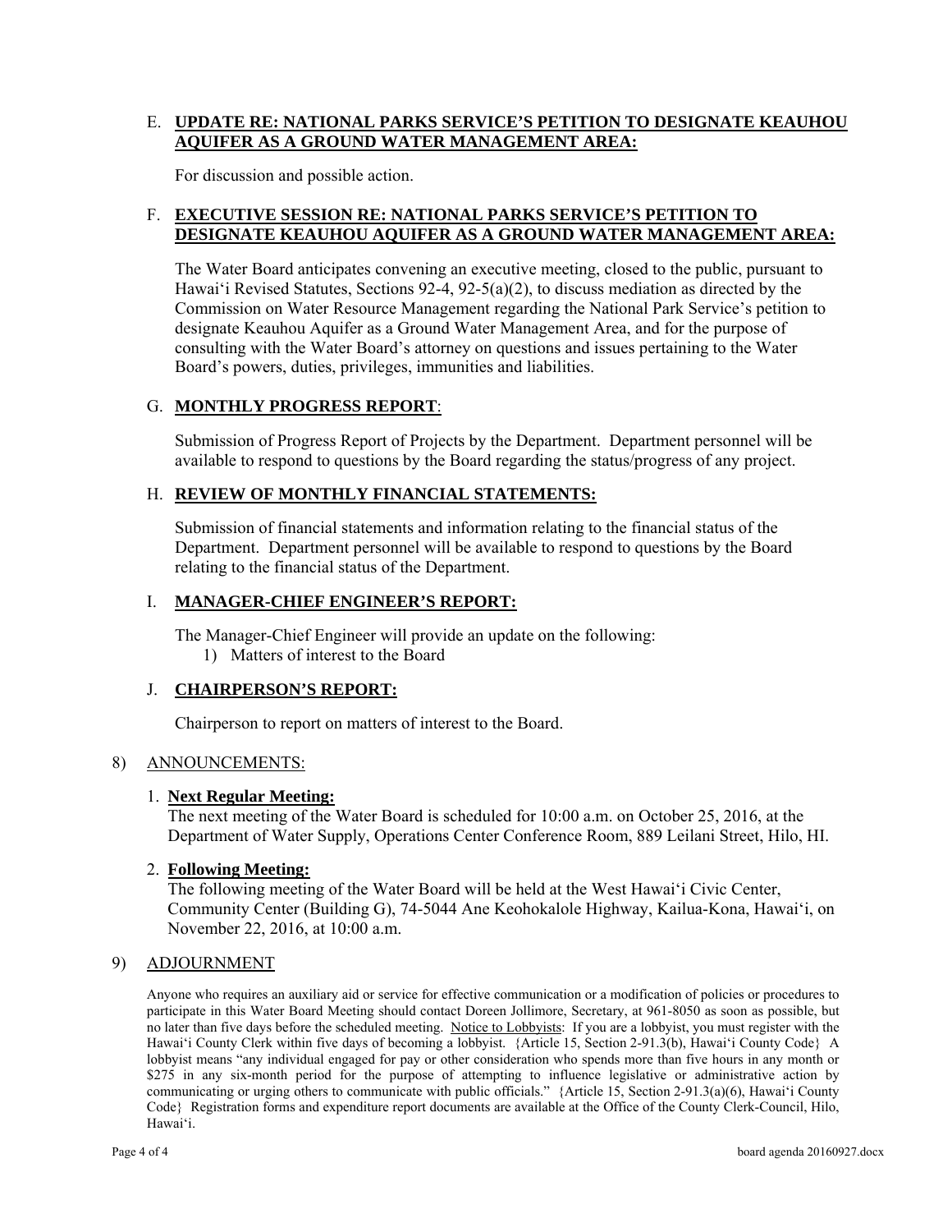E. **UPDATE RE: NATIONAL PARKS SERVICE'S PETITION TO DESIGNATE KEAUHOU AQUIFER AS A GROUND WATER MANAGEMENT AREA:**

For discussion and possible action.

F. **EXECUTIVE SESSION RE: NATIONAL PARKS SERVICE'S PETITION TO DESIGNATE KEAUHOU AQUIFER AS A GROUND WATER MANAGEMENT AREA:**

The Water Board anticipates convening an executive meeting, closed to the public, pursuant to Hawai'i Revised Statutes, Sections 92-4, 92-5(a)(2), to discuss mediation as directed by the Commission on Water Resource Management regarding the National Park Service's petition to designate Keauhou Aquifer as a Ground Water Management Area, and for the purpose of consulting with the Water Board's attorney on questions and issues pertaining to the Water Board's powers, duties, privileges, immunities and liabilities.

G. **MONTHLY PROGRESS REPORT**:

Submission of Progress Report of Projects by the Department. Department personnel will be available to respond to questions by the Board regarding the status/progress of any project.

H. **REVIEW OF MONTHLY FINANCIAL STATEMENTS:**

Submission of financial statements and information relating to the financial status of the Department. Department personnel will be available to respond to questions by the Board relating to the financial status of the Department.

I. **MANAGER-CHIEF ENGINEER'S REPORT:**

The Manager-Chief Engineer will provide an update on the following:

1) Matters of interest to the Board

J. **CHAIRPERSON'S REPORT:**

Chairperson to report on matters of interest to the Board.

8) ANNOUNCEMENTS:

1. **Next Regular Meeting:**
The next meeting of the Water Board is scheduled for 10:00 a.m. on October 25, 2016, at the Department of Water Supply, Operations Center Conference Room, 889 Leilani Street, Hilo, HI.

2. **Following Meeting:**
The following meeting of the Water Board will be held at the West Hawai'i Civic Center, Community Center (Building G), 74-5044 Ane Keohokalole Highway, Kailua-Kona, Hawai'i, on November 22, 2016, at 10:00 a.m.

9) ADJOURNMENT

Anyone who requires an auxiliary aid or service for effective communication or a modification of policies or procedures to participate in this Water Board Meeting should contact Doreen Jollimore, Secretary, at 961-8050 as soon as possible, but no later than five days before the scheduled meeting. Notice to Lobbyists: If you are a lobbyist, you must register with the Hawai'i County Clerk within five days of becoming a lobbyist. {Article 15, Section 2-91.3(b), Hawai'i County Code} A lobbyist means "any individual engaged for pay or other consideration who spends more than five hours in any month or $275 in any six-month period for the purpose of attempting to influence legislative or administrative action by communicating or urging others to communicate with public officials." {Article 15, Section 2-91.3(a)(6), Hawai'i County Code} Registration forms and expenditure report documents are available at the Office of the County Clerk-Council, Hilo, Hawai'i.